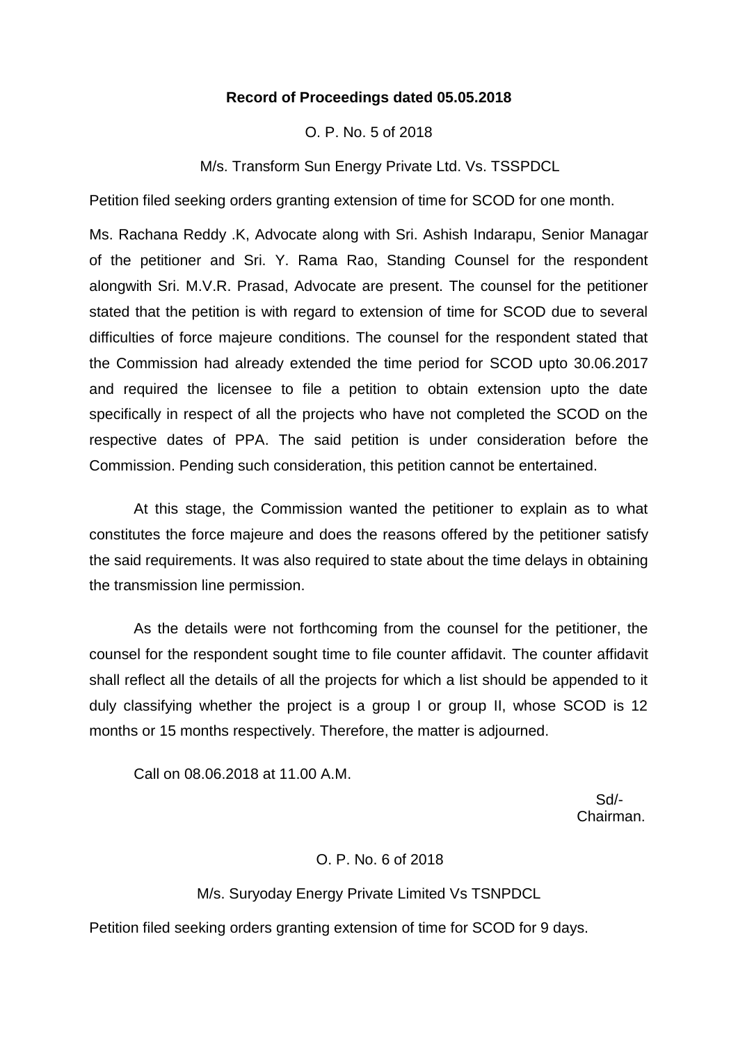**Record of Proceedings dated 05.05.2018**

O. P. No. 5 of 2018

M/s. Transform Sun Energy Private Ltd. Vs. TSSPDCL

Petition filed seeking orders granting extension of time for SCOD for one month.

Ms. Rachana Reddy .K, Advocate along with Sri. Ashish Indarapu, Senior Managar of the petitioner and Sri. Y. Rama Rao, Standing Counsel for the respondent alongwith Sri. M.V.R. Prasad, Advocate are present. The counsel for the petitioner stated that the petition is with regard to extension of time for SCOD due to several difficulties of force majeure conditions. The counsel for the respondent stated that the Commission had already extended the time period for SCOD upto 30.06.2017 and required the licensee to file a petition to obtain extension upto the date specifically in respect of all the projects who have not completed the SCOD on the respective dates of PPA. The said petition is under consideration before the Commission. Pending such consideration, this petition cannot be entertained.

At this stage, the Commission wanted the petitioner to explain as to what constitutes the force majeure and does the reasons offered by the petitioner satisfy the said requirements. It was also required to state about the time delays in obtaining the transmission line permission.

As the details were not forthcoming from the counsel for the petitioner, the counsel for the respondent sought time to file counter affidavit. The counter affidavit shall reflect all the details of all the projects for which a list should be appended to it duly classifying whether the project is a group I or group II, whose SCOD is 12 months or 15 months respectively. Therefore, the matter is adjourned.

Call on 08.06.2018 at 11.00 A.M.

Sd/-
Chairman.

O. P. No. 6 of 2018

M/s. Suryoday Energy Private Limited Vs TSNPDCL

Petition filed seeking orders granting extension of time for SCOD for 9 days.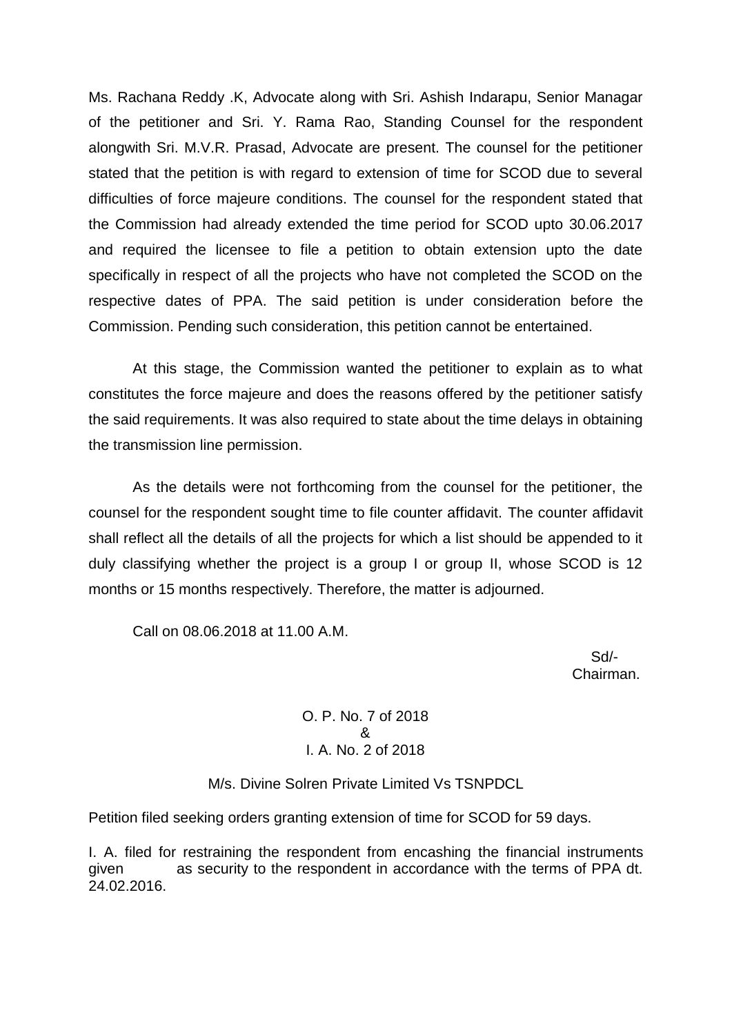Ms. Rachana Reddy .K, Advocate along with Sri. Ashish Indarapu, Senior Managar of the petitioner and Sri. Y. Rama Rao, Standing Counsel for the respondent alongwith Sri. M.V.R. Prasad, Advocate are present. The counsel for the petitioner stated that the petition is with regard to extension of time for SCOD due to several difficulties of force majeure conditions. The counsel for the respondent stated that the Commission had already extended the time period for SCOD upto 30.06.2017 and required the licensee to file a petition to obtain extension upto the date specifically in respect of all the projects who have not completed the SCOD on the respective dates of PPA. The said petition is under consideration before the Commission. Pending such consideration, this petition cannot be entertained.

At this stage, the Commission wanted the petitioner to explain as to what constitutes the force majeure and does the reasons offered by the petitioner satisfy the said requirements. It was also required to state about the time delays in obtaining the transmission line permission.

As the details were not forthcoming from the counsel for the petitioner, the counsel for the respondent sought time to file counter affidavit. The counter affidavit shall reflect all the details of all the projects for which a list should be appended to it duly classifying whether the project is a group I or group II, whose SCOD is 12 months or 15 months respectively. Therefore, the matter is adjourned.

Call on 08.06.2018 at 11.00 A.M.

Sd/-
Chairman.

O. P. No. 7 of 2018
&
I. A. No. 2 of 2018

M/s. Divine Solren Private Limited Vs TSNPDCL

Petition filed seeking orders granting extension of time for SCOD for 59 days.

I. A. filed for restraining the respondent from encashing the financial instruments given as security to the respondent in accordance with the terms of PPA dt. 24.02.2016.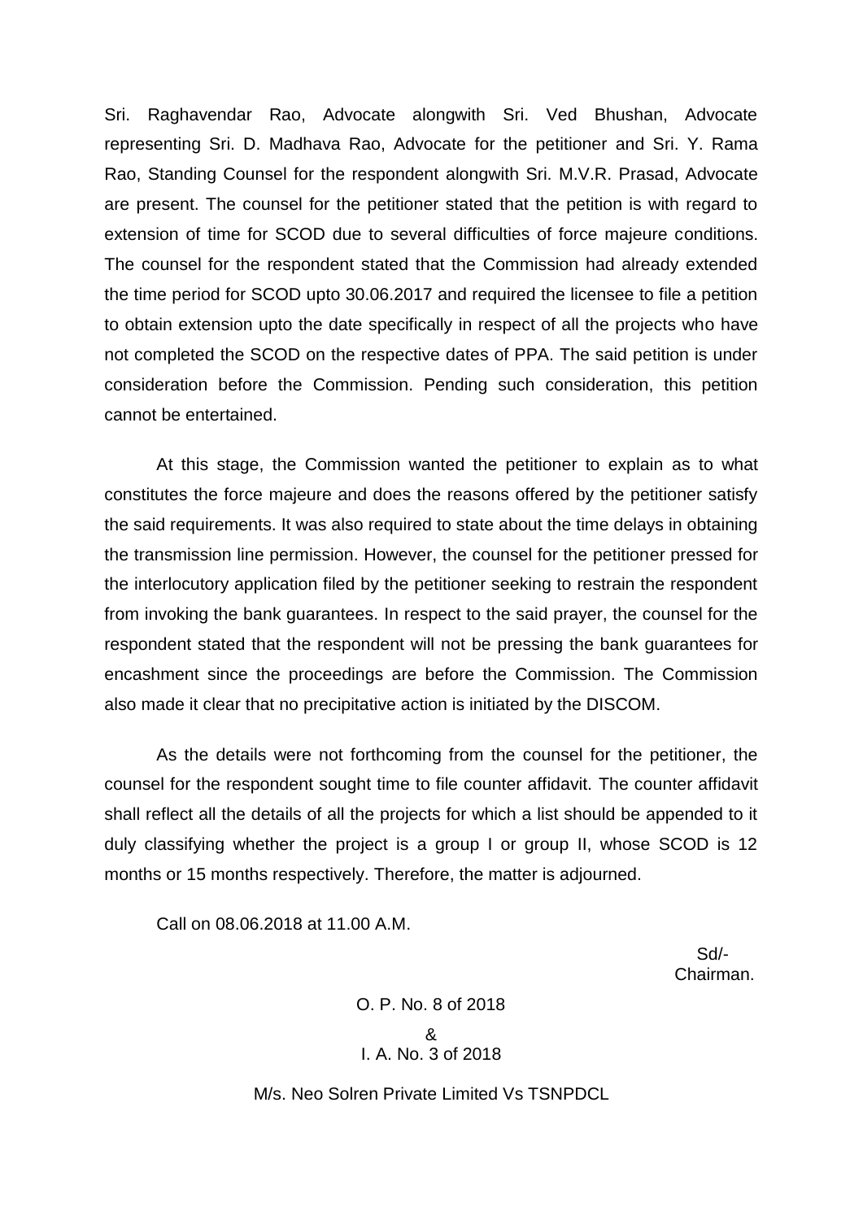Sri. Raghavendar Rao, Advocate alongwith Sri. Ved Bhushan, Advocate representing Sri. D. Madhava Rao, Advocate for the petitioner and Sri. Y. Rama Rao, Standing Counsel for the respondent alongwith Sri. M.V.R. Prasad, Advocate are present. The counsel for the petitioner stated that the petition is with regard to extension of time for SCOD due to several difficulties of force majeure conditions. The counsel for the respondent stated that the Commission had already extended the time period for SCOD upto 30.06.2017 and required the licensee to file a petition to obtain extension upto the date specifically in respect of all the projects who have not completed the SCOD on the respective dates of PPA. The said petition is under consideration before the Commission. Pending such consideration, this petition cannot be entertained.

At this stage, the Commission wanted the petitioner to explain as to what constitutes the force majeure and does the reasons offered by the petitioner satisfy the said requirements. It was also required to state about the time delays in obtaining the transmission line permission. However, the counsel for the petitioner pressed for the interlocutory application filed by the petitioner seeking to restrain the respondent from invoking the bank guarantees. In respect to the said prayer, the counsel for the respondent stated that the respondent will not be pressing the bank guarantees for encashment since the proceedings are before the Commission. The Commission also made it clear that no precipitative action is initiated by the DISCOM.

As the details were not forthcoming from the counsel for the petitioner, the counsel for the respondent sought time to file counter affidavit. The counter affidavit shall reflect all the details of all the projects for which a list should be appended to it duly classifying whether the project is a group I or group II, whose SCOD is 12 months or 15 months respectively. Therefore, the matter is adjourned.

Call on 08.06.2018 at 11.00 A.M.

Sd/-
Chairman.

O. P. No. 8 of 2018
&
I. A. No. 3 of 2018

M/s. Neo Solren Private Limited Vs TSNPDCL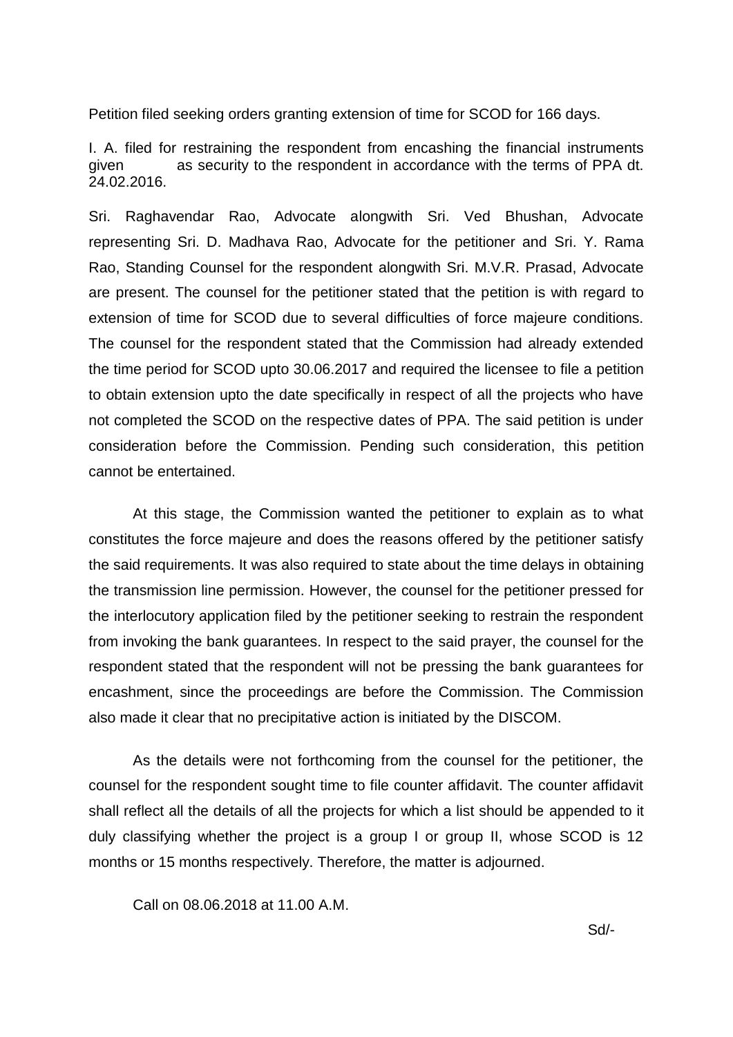Petition filed seeking orders granting extension of time for SCOD for 166 days.

I. A. filed for restraining the respondent from encashing the financial instruments given as security to the respondent in accordance with the terms of PPA dt. 24.02.2016.

Sri. Raghavendar Rao, Advocate alongwith Sri. Ved Bhushan, Advocate representing Sri. D. Madhava Rao, Advocate for the petitioner and Sri. Y. Rama Rao, Standing Counsel for the respondent alongwith Sri. M.V.R. Prasad, Advocate are present. The counsel for the petitioner stated that the petition is with regard to extension of time for SCOD due to several difficulties of force majeure conditions. The counsel for the respondent stated that the Commission had already extended the time period for SCOD upto 30.06.2017 and required the licensee to file a petition to obtain extension upto the date specifically in respect of all the projects who have not completed the SCOD on the respective dates of PPA. The said petition is under consideration before the Commission. Pending such consideration, this petition cannot be entertained.

At this stage, the Commission wanted the petitioner to explain as to what constitutes the force majeure and does the reasons offered by the petitioner satisfy the said requirements. It was also required to state about the time delays in obtaining the transmission line permission. However, the counsel for the petitioner pressed for the interlocutory application filed by the petitioner seeking to restrain the respondent from invoking the bank guarantees. In respect to the said prayer, the counsel for the respondent stated that the respondent will not be pressing the bank guarantees for encashment, since the proceedings are before the Commission. The Commission also made it clear that no precipitative action is initiated by the DISCOM.

As the details were not forthcoming from the counsel for the petitioner, the counsel for the respondent sought time to file counter affidavit. The counter affidavit shall reflect all the details of all the projects for which a list should be appended to it duly classifying whether the project is a group I or group II, whose SCOD is 12 months or 15 months respectively. Therefore, the matter is adjourned.

Call on 08.06.2018 at 11.00 A.M.

Sd/-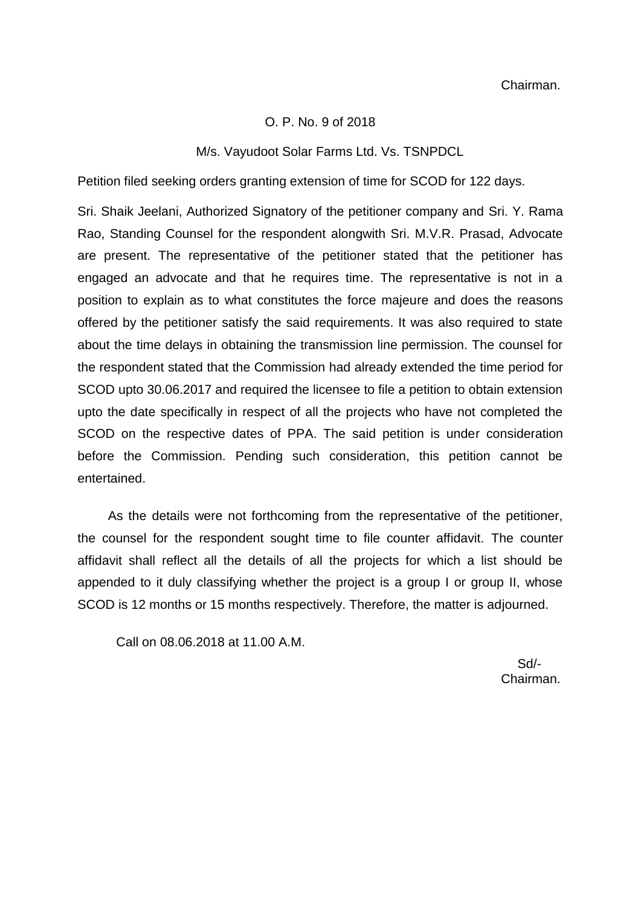Chairman.

O. P. No. 9 of 2018

M/s. Vayudoot Solar Farms Ltd. Vs. TSNPDCL

Petition filed seeking orders granting extension of time for SCOD for 122 days.

Sri. Shaik Jeelani, Authorized Signatory of the petitioner company and Sri. Y. Rama Rao, Standing Counsel for the respondent alongwith Sri. M.V.R. Prasad, Advocate are present. The representative of the petitioner stated that the petitioner has engaged an advocate and that he requires time. The representative is not in a position to explain as to what constitutes the force majeure and does the reasons offered by the petitioner satisfy the said requirements. It was also required to state about the time delays in obtaining the transmission line permission. The counsel for the respondent stated that the Commission had already extended the time period for SCOD upto 30.06.2017 and required the licensee to file a petition to obtain extension upto the date specifically in respect of all the projects who have not completed the SCOD on the respective dates of PPA. The said petition is under consideration before the Commission. Pending such consideration, this petition cannot be entertained.

As the details were not forthcoming from the representative of the petitioner, the counsel for the respondent sought time to file counter affidavit. The counter affidavit shall reflect all the details of all the projects for which a list should be appended to it duly classifying whether the project is a group I or group II, whose SCOD is 12 months or 15 months respectively. Therefore, the matter is adjourned.

Call on 08.06.2018 at 11.00 A.M.

Sd/-
Chairman.